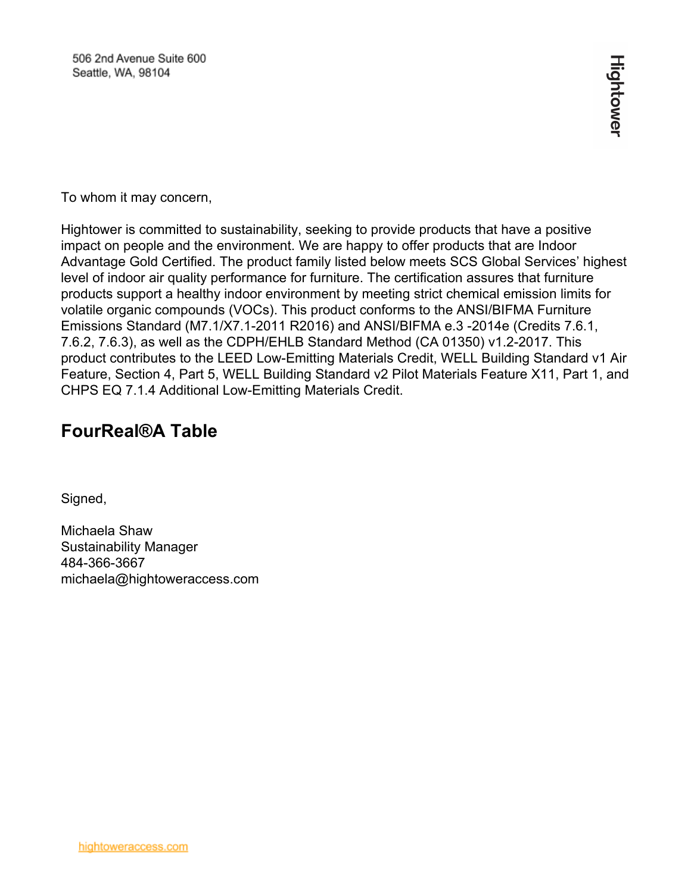506 2nd Avenue Suite 600
Seattle, WA, 98104

Hightower

To whom it may concern,

Hightower is committed to sustainability, seeking to provide products that have a positive impact on people and the environment. We are happy to offer products that are Indoor Advantage Gold Certified. The product family listed below meets SCS Global Services' highest level of indoor air quality performance for furniture. The certification assures that furniture products support a healthy indoor environment by meeting strict chemical emission limits for volatile organic compounds (VOCs). This product conforms to the ANSI/BIFMA Furniture Emissions Standard (M7.1/X7.1-2011 R2016) and ANSI/BIFMA e.3 -2014e (Credits 7.6.1, 7.6.2, 7.6.3), as well as the CDPH/EHLB Standard Method (CA 01350) v1.2-2017. This product contributes to the LEED Low-Emitting Materials Credit, WELL Building Standard v1 Air Feature, Section 4, Part 5, WELL Building Standard v2 Pilot Materials Feature X11, Part 1, and CHPS EQ 7.1.4 Additional Low-Emitting Materials Credit.

## FourReal®A Table

Signed,

Michaela Shaw
Sustainability Manager
484-366-3667
michaela@hightoweraccess.com

hightoweraccess.com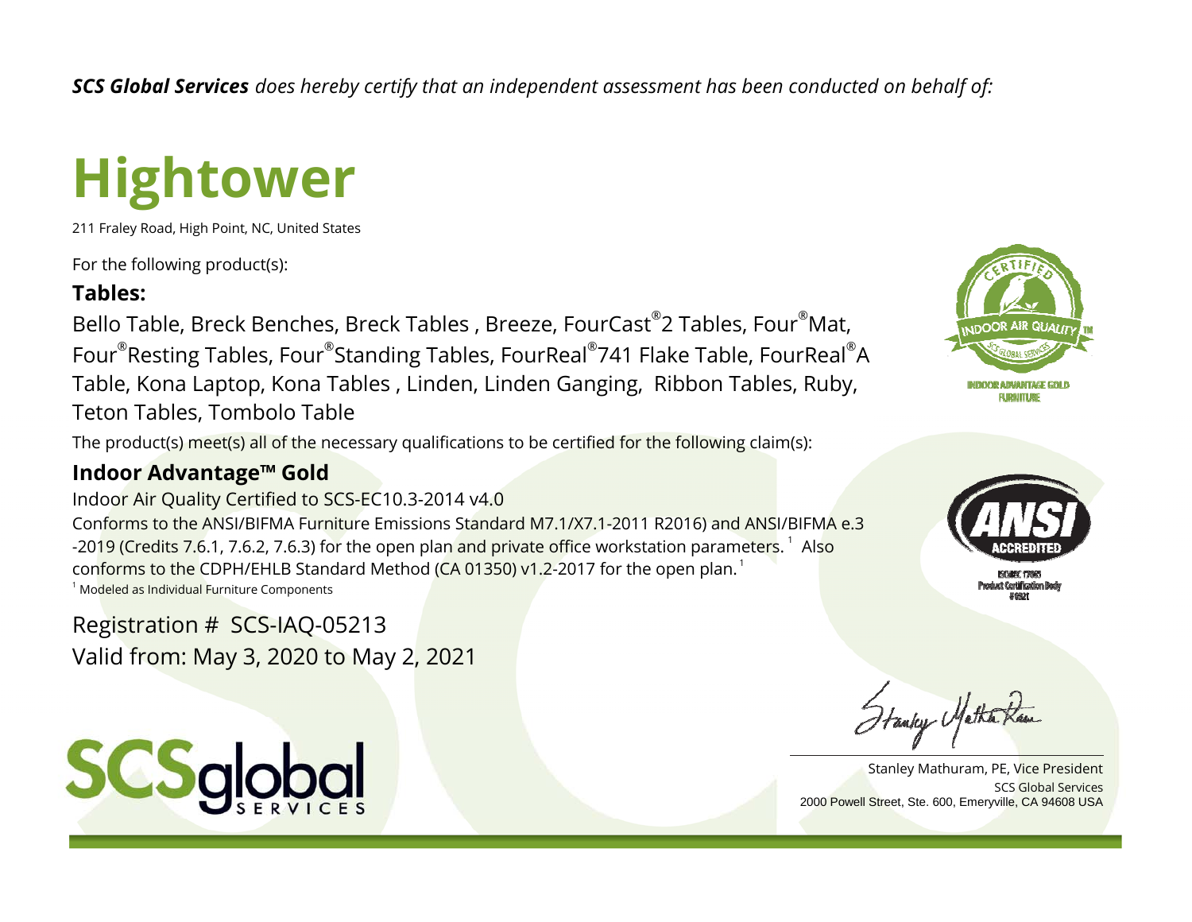*SCS Global Services does hereby certify that an independent assessment has been conducted on behalf of:*

# Hightower

211 Fraley Road, High Point, NC, United States

For the following product(s):

## Tables:

Bello Table, Breck Benches, Breck Tables , Breeze, FourCast®2 Tables, Four®Mat, Four®Resting Tables, Four®Standing Tables, FourReal®741 Flake Table, FourReal®A Table, Kona Laptop, Kona Tables , Linden, Linden Ganging, Ribbon Tables, Ruby, Teton Tables, Tombolo Table

The product(s) meet(s) all of the necessary qualifications to be certified for the following claim(s):

## Indoor Advantage™ Gold

Indoor Air Quality Certified to SCS-EC10.3-2014 v4.0

Conforms to the ANSI/BIFMA Furniture Emissions Standard M7.1/X7.1-2011 R2016) and ANSI/BIFMA e.3 -2019 (Credits 7.6.1, 7.6.2, 7.6.3) for the open plan and private office workstation parameters. [1] Also conforms to the CDPH/EHLB Standard Method (CA 01350) v1.2-2017 for the open plan. [1]

[1] Modeled as Individual Furniture Components

Registration # SCS-IAQ-05213

Valid from: May 3, 2020 to May 2, 2021

CERTIFIED INDOOR AIR QUALITY SCS GLOBAL SERVICES

INDOOR ADVANTAGE GOLD FURNITURE

ANSI ACCREDITED

ISO/IEC 17065 Product Certification Body #0821

Stanley Mathuram, PE, Vice President

SCS Global Services

2000 Powell Street, Ste. 600, Emeryville, CA 94608 USA

SCSglobal SERVICES